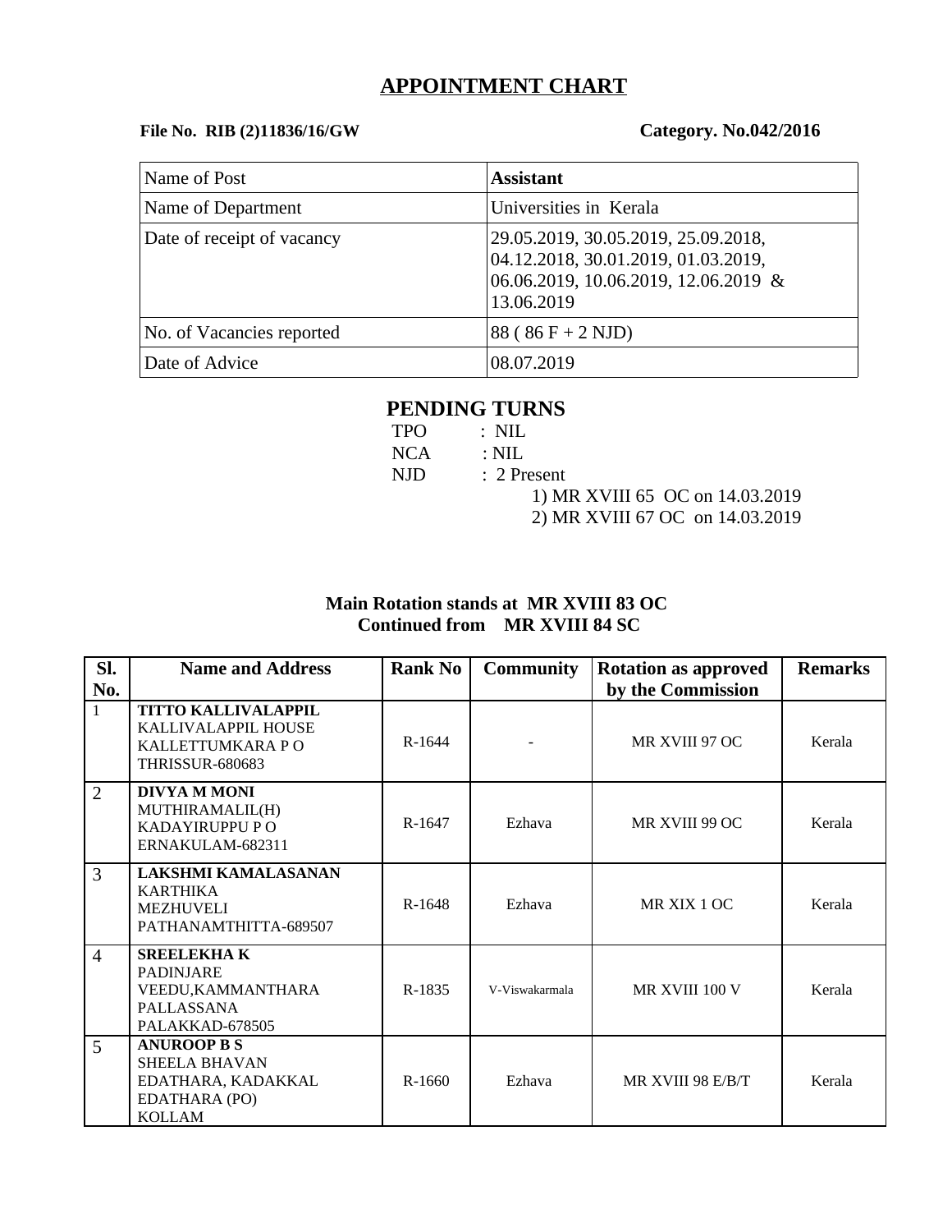# APPOINTMENT CHART

**File No. RIB (2)11836/16/GW** **Category. No.042/2016**

| Name of Post | **Assistant** |
|---|---|
| Name of Department | Universities in Kerala |
| Date of receipt of vacancy | 29.05.2019, 30.05.2019, 25.09.2018, 04.12.2018, 30.01.2019, 01.03.2019, 06.06.2019, 10.06.2019, 12.06.2019 & 13.06.2019 |
| No. of Vacancies reported | 88 ( 86 F + 2 NJD) |
| Date of Advice | 08.07.2019 |

## PENDING TURNS

TPO : NIL

NCA : NIL

NJD : 2 Present

1) MR XVIII 65 OC on 14.03.2019

2) MR XVIII 67 OC on 14.03.2019

**Main Rotation stands at MR XVIII 83 OC**
**Continued from MR XVIII 84 SC**

| Sl. No. | Name and Address | Rank No | Community | Rotation as approved by the Commission | Remarks |
|---|---|---|---|---|---|
| 1 | **TITTO KALLIVALAPPIL** KALLIVALAPPIL HOUSE KALLETTUMKARA P O THRISSUR-680683 | R-1644 | - | MR XVIII 97 OC | Kerala |
| 2 | **DIVYA M MONI** MUTHIRAMALIL(H) KADAYIRUPPU P O ERNAKULAM-682311 | R-1647 | Ezhava | MR XVIII 99 OC | Kerala |
| 3 | **LAKSHMI KAMALASANAN** KARTHIKA MEZHUVELI PATHANAMTHITTA-689507 | R-1648 | Ezhava | MR XIX 1 OC | Kerala |
| 4 | **SREELEKHA K** PADINJARE VEEDU,KAMMANTHARA PALLASSANA PALAKKAD-678505 | R-1835 | V-Viswakarmala | MR XVIII 100 V | Kerala |
| 5 | **ANUROOP B S** SHEELA BHAVAN EDATHARA, KADAKKAL EDATHARA (PO) KOLLAM | R-1660 | Ezhava | MR XVIII 98 E/B/T | Kerala |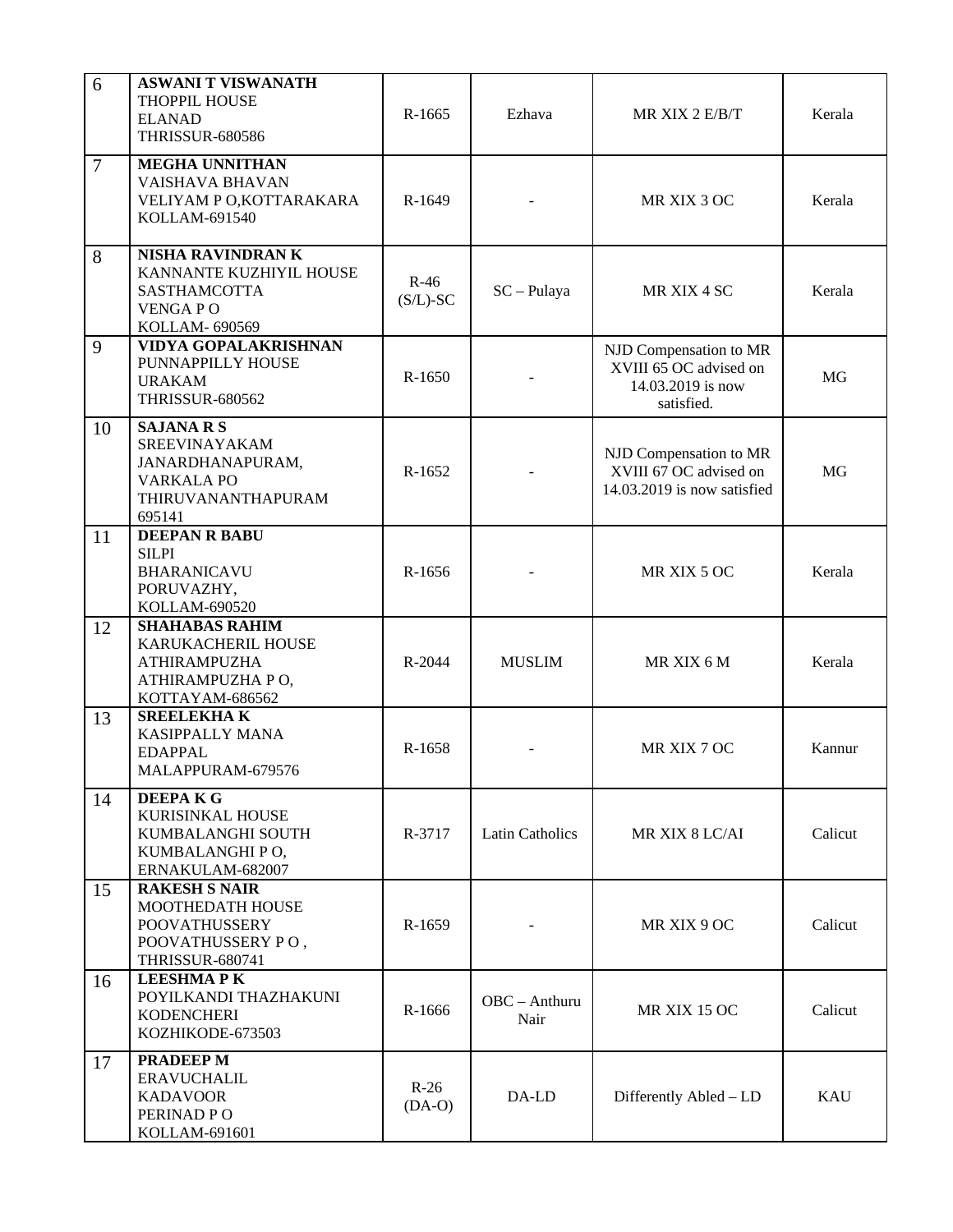| 6 | **ASWANI T VISWANATH**<br>THOPPIL HOUSE<br>ELANAD<br>THRISSUR-680586 | R-1665 | Ezhava | MR XIX 2 E/B/T | Kerala |
|---|---|---|---|---|---|
| 7 | **MEGHA UNNITHAN**<br>VAISHAVA BHAVAN<br>VELIYAM P O,KOTTARAKARA<br>KOLLAM-691540 | R-1649 | - | MR XIX 3 OC | Kerala |
| 8 | **NISHA RAVINDRAN K**<br>KANNANTE KUZHIYIL HOUSE<br>SASTHAMCOTTA<br>VENGA P O<br>KOLLAM- 690569 | R-46 (S/L)-SC | SC – Pulaya | MR XIX 4 SC | Kerala |
| 9 | **VIDYA GOPALAKRISHNAN**<br>PUNNAPPILLY HOUSE<br>URAKAM<br>THRISSUR-680562 | R-1650 | - | NJD Compensation to MR XVIII 65 OC advised on 14.03.2019 is now satisfied. | MG |
| 10 | **SAJANA R S**<br>SREEVINAYAKAM<br>JANARDHANAPURAM,<br>VARKALA PO<br>THIRUVANANTHAPURAM<br>695141 | R-1652 | - | NJD Compensation to MR XVIII 67 OC advised on 14.03.2019 is now satisfied | MG |
| 11 | **DEEPAN R BABU**<br>SILPI<br>BHARANICAVU<br>PORUVAZHY,<br>KOLLAM-690520 | R-1656 | - | MR XIX 5 OC | Kerala |
| 12 | **SHAHABAS RAHIM**<br>KARUKACHERIL HOUSE<br>ATHIRAMPUZHA<br>ATHIRAMPUZHA P O,<br>KOTTAYAM-686562 | R-2044 | MUSLIM | MR XIX 6 M | Kerala |
| 13 | **SREELEKHA K**<br>KASIPPALLY MANA<br>EDAPPAL<br>MALAPPURAM-679576 | R-1658 | - | MR XIX 7 OC | Kannur |
| 14 | **DEEPA K G**<br>KURISINKAL HOUSE<br>KUMBALANGHI SOUTH<br>KUMBALANGHI P O,<br>ERNAKULAM-682007 | R-3717 | Latin Catholics | MR XIX 8 LC/AI | Calicut |
| 15 | **RAKESH S NAIR**<br>MOOTHEDATH HOUSE<br>POOVATHUSSERY<br>POOVATHUSSERY P O ,<br>THRISSUR-680741 | R-1659 | - | MR XIX 9 OC | Calicut |
| 16 | **LEESHMA P K**<br>POYILKANDI THAZHAKUNI<br>KODENCHERI<br>KOZHIKODE-673503 | R-1666 | OBC – Anthuru Nair | MR XIX 15 OC | Calicut |
| 17 | **PRADEEP M**<br>ERAVUCHALIL<br>KADAVOOR<br>PERINAD P O<br>KOLLAM-691601 | R-26 (DA-O) | DA-LD | Differently Abled – LD | KAU |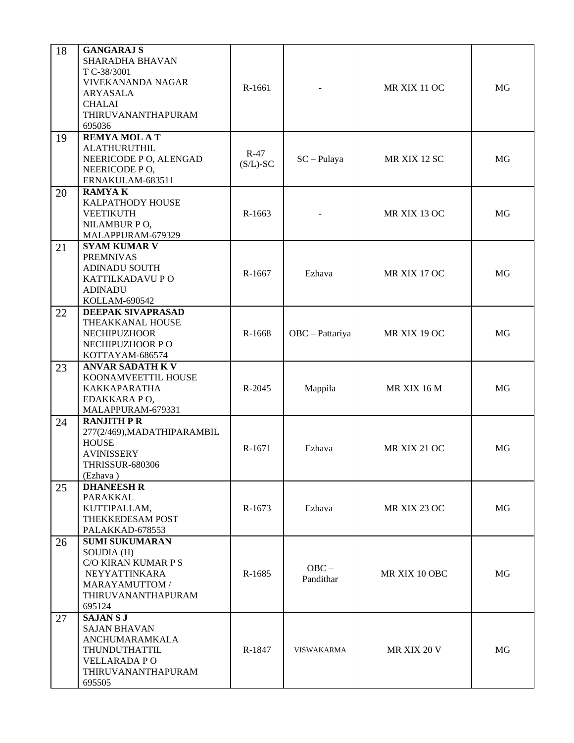| 18 | **GANGARAJ S**<br>SHARADHA BHAVAN<br>T C-38/3001<br>VIVEKANANDA NAGAR<br>ARYASALA<br>CHALAI<br>THIRUVANANTHAPURAM<br>695036 | R-1661 | - | MR XIX 11 OC | MG |
|---|---|---|---|---|---|
| 19 | **REMYA MOL A T**<br>ALATHURUTHIL<br>NEERICODE P O, ALENGAD<br>NEERICODE P O,<br>ERNAKULAM-683511 | R-47 (S/L)-SC | SC – Pulaya | MR XIX 12 SC | MG |
| 20 | **RAMYA K**<br>KALPATHODY HOUSE<br>VEETIKUTH<br>NILAMBUR P O,<br>MALAPPURAM-679329 | R-1663 | - | MR XIX 13 OC | MG |
| 21 | **SYAM KUMAR V**<br>PREMNIVAS<br>ADINADU SOUTH<br>KATTILKADAVU P O<br>ADINADU<br>KOLLAM-690542 | R-1667 | Ezhava | MR XIX 17 OC | MG |
| 22 | **DEEPAK SIVAPRASAD**<br>THEAKKANAL HOUSE<br>NECHIPUZHOOR<br>NECHIPUZHOOR P O<br>KOTTAYAM-686574 | R-1668 | OBC – Pattariya | MR XIX 19 OC | MG |
| 23 | **ANVAR SADATH K V**<br>KOONAMVEETTIL HOUSE<br>KAKKAPARATHA<br>EDAKKARA P O,<br>MALAPPURAM-679331 | R-2045 | Mappila | MR XIX 16 M | MG |
| 24 | **RANJITH P R**<br>277(2/469),MADATHIPARAMBIL HOUSE<br>AVINISSERY<br>THRISSUR-680306<br>(Ezhava ) | R-1671 | Ezhava | MR XIX 21 OC | MG |
| 25 | **DHANEESH R**<br>PARAKKAL<br>KUTTIPALLAM,<br>THEKKEDESAM POST<br>PALAKKAD-678553 | R-1673 | Ezhava | MR XIX 23 OC | MG |
| 26 | **SUMI SUKUMARAN**<br>SOUDIA (H)<br>C/O KIRAN KUMAR P S<br>NEYYATTINKARA<br>MARAYAMUTTOM /<br>THIRUVANANTHAPURAM<br>695124 | R-1685 | OBC – Pandithar | MR XIX 10 OBC | MG |
| 27 | **SAJAN S J**<br>SAJAN BHAVAN<br>ANCHUMARAMKALA<br>THUNDUTHATTIL<br>VELLARADA P O<br>THIRUVANANTHAPURAM<br>695505 | R-1847 | VISWAKARMA | MR XIX 20 V | MG |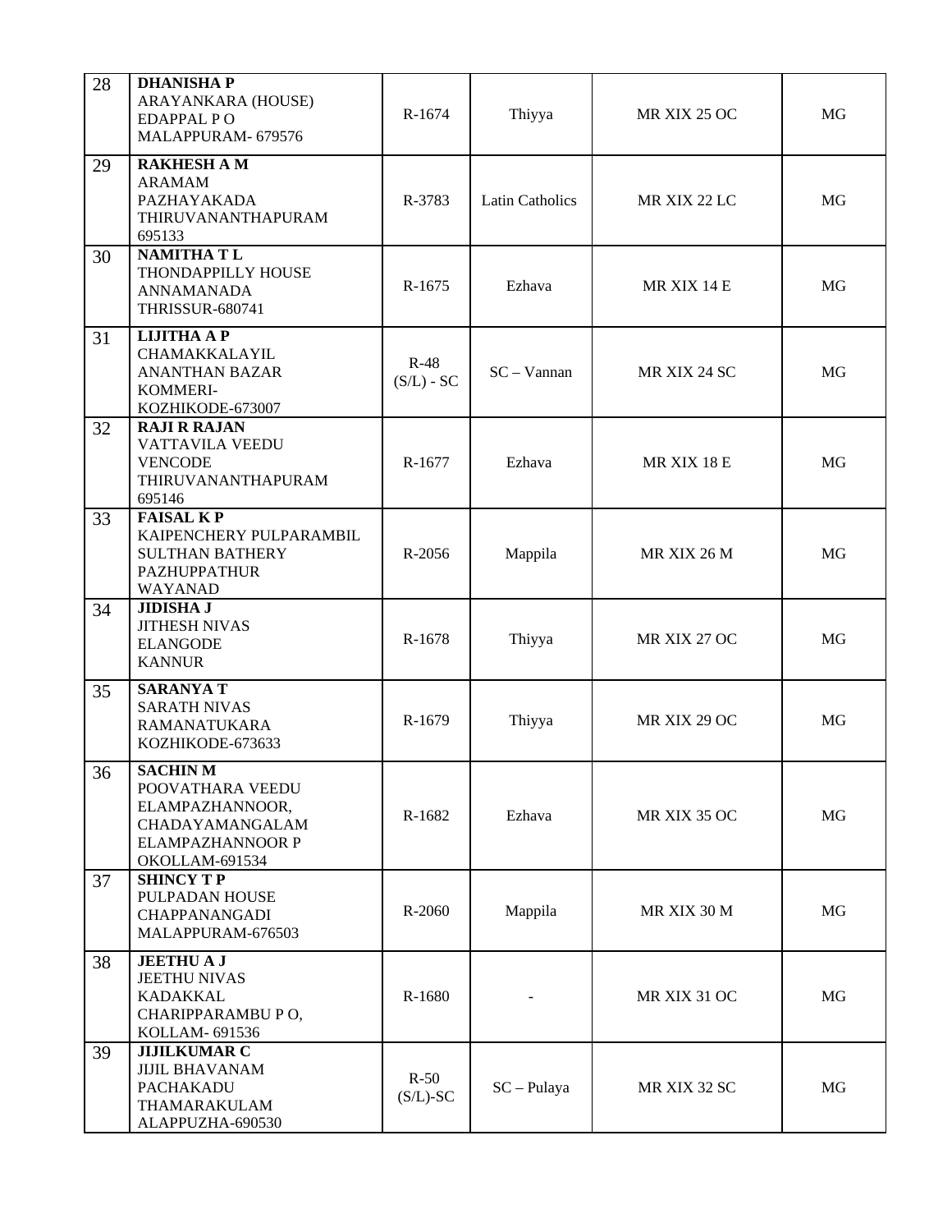| | | | | | |
|---|---|---|---|---|---|
| 28 | **DHANISHA P**<br>ARAYANKARA (HOUSE)<br>EDAPPAL P O<br>MALAPPURAM- 679576 | R-1674 | Thiyya | MR XIX 25 OC | MG |
| 29 | **RAKHESH A M**<br>ARAMAM<br>PAZHAYAKADA<br>THIRUVANANTHAPURAM<br>695133 | R-3783 | Latin Catholics | MR XIX 22 LC | MG |
| 30 | **NAMITHA T L**<br>THONDAPPILLY HOUSE<br>ANNAMANADA<br>THRISSUR-680741 | R-1675 | Ezhava | MR XIX 14 E | MG |
| 31 | **LIJITHA A P**<br>CHAMAKKALAYIL<br>ANANTHAN BAZAR<br>KOMMERI-<br>KOZHIKODE-673007 | R-48<br>(S/L) - SC | SC – Vannan | MR XIX 24 SC | MG |
| 32 | **RAJI R RAJAN**<br>VATTAVILA VEEDU<br>VENCODE<br>THIRUVANANTHAPURAM<br>695146 | R-1677 | Ezhava | MR XIX 18 E | MG |
| 33 | **FAISAL K P**<br>KAIPENCHERY PULPARAMBIL<br>SULTHAN BATHERY<br>PAZHUPPATHUR<br>WAYANAD | R-2056 | Mappila | MR XIX 26 M | MG |
| 34 | **JIDISHA J**<br>JITHESH NIVAS<br>ELANGODE<br>KANNUR | R-1678 | Thiyya | MR XIX 27 OC | MG |
| 35 | **SARANYA T**<br>SARATH NIVAS<br>RAMANATUKARA<br>KOZHIKODE-673633 | R-1679 | Thiyya | MR XIX 29 OC | MG |
| 36 | **SACHIN M**<br>POOVATHARA VEEDU<br>ELAMPAZHANNOOR,<br>CHADAYAMANGALAM<br>ELAMPAZHANNOOR P<br>OKOLLAM-691534 | R-1682 | Ezhava | MR XIX 35 OC | MG |
| 37 | **SHINCY T P**<br>PULPADAN HOUSE<br>CHAPPANANGADI<br>MALAPPURAM-676503 | R-2060 | Mappila | MR XIX 30 M | MG |
| 38 | **JEETHU A J**<br>JEETHU NIVAS<br>KADAKKAL<br>CHARIPPARAMBU P O,<br>KOLLAM- 691536 | R-1680 | - | MR XIX 31 OC | MG |
| 39 | **JIJILKUMAR C**<br>JIJIL BHAVANAM<br>PACHAKADU<br>THAMARAKULAM<br>ALAPPUZHA-690530 | R-50<br>(S/L)-SC | SC – Pulaya | MR XIX 32 SC | MG |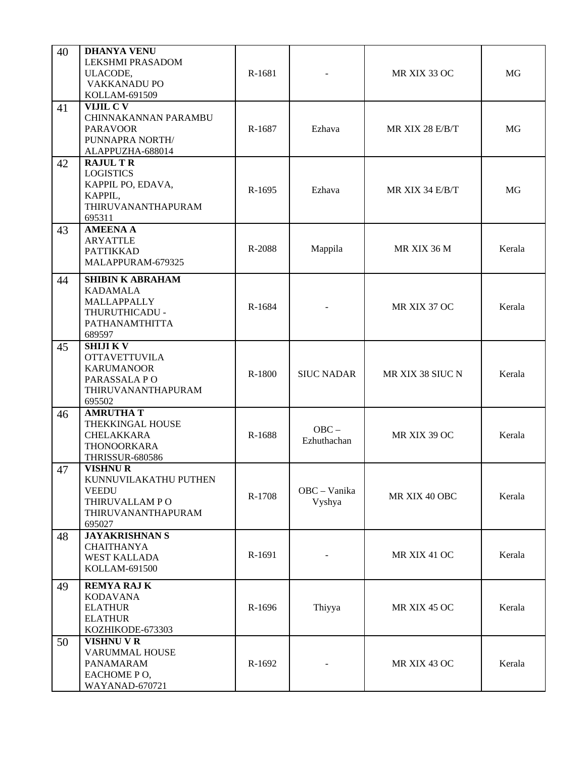| 40 | **DHANYA VENU**<br>LEKSHMI PRASADOM<br>ULACODE,<br>VAKKANADU PO<br>KOLLAM-691509 | R-1681 | - | MR XIX 33 OC | MG |
|---|---|---|---|---|---|
| 41 | **VIJIL C V**<br>CHINNAKANNAN PARAMBU<br>PARAVOOR<br>PUNNAPRA NORTH/<br>ALAPPUZHA-688014 | R-1687 | Ezhava | MR XIX 28 E/B/T | MG |
| 42 | **RAJUL T R**<br>LOGISTICS<br>KAPPIL PO, EDAVA,<br>KAPPIL,<br>THIRUVANANTHAPURAM<br>695311 | R-1695 | Ezhava | MR XIX 34 E/B/T | MG |
| 43 | **AMEENA A**<br>ARYATTLE<br>PATTIKKAD<br>MALAPPURAM-679325 | R-2088 | Mappila | MR XIX 36 M | Kerala |
| 44 | **SHIBIN K ABRAHAM**<br>KADAMALA<br>MALLAPPALLY<br>THURUTHICADU -<br>PATHANAMTHITTA<br>689597 | R-1684 | - | MR XIX 37 OC | Kerala |
| 45 | **SHIJI K V**<br>OTTAVETTUVILA<br>KARUMANOOR<br>PARASSALA P O<br>THIRUVANANTHAPURAM<br>695502 | R-1800 | SIUC NADAR | MR XIX 38 SIUC N | Kerala |
| 46 | **AMRUTHA T**<br>THEKKINGAL HOUSE<br>CHELAKKARA<br>THONOORKARA<br>THRISSUR-680586 | R-1688 | OBC – Ezhuthachan | MR XIX 39 OC | Kerala |
| 47 | **VISHNU R**<br>KUNNUVILAKATHU PUTHEN<br>VEEDU<br>THIRUVALLAM P O<br>THIRUVANANTHAPURAM<br>695027 | R-1708 | OBC – Vanika Vyshya | MR XIX 40 OBC | Kerala |
| 48 | **JAYAKRISHNAN S**<br>CHAITHANYA<br>WEST KALLADA<br>KOLLAM-691500 | R-1691 | - | MR XIX 41 OC | Kerala |
| 49 | **REMYA RAJ K**<br>KODAVANA<br>ELATHUR<br>ELATHUR<br>KOZHIKODE-673303 | R-1696 | Thiyya | MR XIX 45 OC | Kerala |
| 50 | **VISHNU V R**<br>VARUMMAL HOUSE<br>PANAMARAM<br>EACHOME P O,<br>WAYANAD-670721 | R-1692 | - | MR XIX 43 OC | Kerala |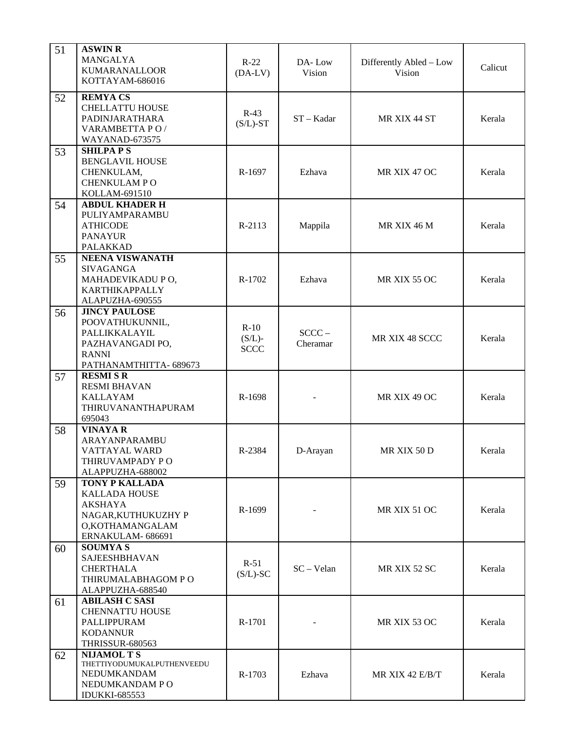| 51 | **ASWIN R**<br>MANGALYA<br>KUMARANALLOOR<br>KOTTAYAM-686016 | R-22<br>(DA-LV) | DA- Low Vision | Differently Abled – Low Vision | Calicut |
|---|---|---|---|---|---|
| 52 | **REMYA CS**<br>CHELLATTU HOUSE<br>PADINJARATHARA<br>VARAMBETTA P O /<br>WAYANAD-673575 | R-43<br>(S/L)-ST | ST – Kadar | MR XIX 44 ST | Kerala |
| 53 | **SHILPA P S**<br>BENGLAVIL HOUSE<br>CHENKULAM,<br>CHENKULAM P O<br>KOLLAM-691510 | R-1697 | Ezhava | MR XIX 47 OC | Kerala |
| 54 | **ABDUL KHADER H**<br>PULIYAMPARAMBU<br>ATHICODE<br>PANAYUR<br>PALAKKAD | R-2113 | Mappila | MR XIX 46 M | Kerala |
| 55 | **NEENA VISWANATH**<br>SIVAGANGA<br>MAHADEVIKADU P O,<br>KARTHIKAPPALLY<br>ALAPUZHA-690555 | R-1702 | Ezhava | MR XIX 55 OC | Kerala |
| 56 | **JINCY PAULOSE**<br>POOVATHUKUNNIL,<br>PALLIKKALAYIL<br>PAZHAVANGADI PO,<br>RANNI<br>PATHANAMTHITTA- 689673 | R-10<br>(S/L)-<br>SCCC | SCCC –<br>Cheramar | MR XIX 48 SCCC | Kerala |
| 57 | **RESMI S R**<br>RESMI BHAVAN<br>KALLAYAM<br>THIRUVANANTHAPURAM<br>695043 | R-1698 | - | MR XIX 49 OC | Kerala |
| 58 | **VINAYA R**<br>ARAYANPARAMBU<br>VATTAYAL WARD<br>THIRUVAMPADY P O<br>ALAPPUZHA-688002 | R-2384 | D-Arayan | MR XIX 50 D | Kerala |
| 59 | **TONY P KALLADA**<br>KALLADA HOUSE<br>AKSHAYA<br>NAGAR,KUTHUKUZHY P<br>O,KOTHAMANGALAM<br>ERNAKULAM- 686691 | R-1699 | - | MR XIX 51 OC | Kerala |
| 60 | **SOUMYA S**<br>SAJEESHBHAVAN<br>CHERTHALA<br>THIRUMALABHAGOM P O<br>ALAPPUZHA-688540 | R-51<br>(S/L)-SC | SC – Velan | MR XIX 52 SC | Kerala |
| 61 | **ABILASH C SASI**<br>CHENNATTU HOUSE<br>PALLIPPURAM<br>KODANNUR<br>THRISSUR-680563 | R-1701 | - | MR XIX 53 OC | Kerala |
| 62 | **NIJAMOL T S**<br>THETTIYODUMUKALPUTHENVEEDU<br>NEDUMKANDAM<br>NEDUMKANDAM P O<br>IDUKKI-685553 | R-1703 | Ezhava | MR XIX 42 E/B/T | Kerala |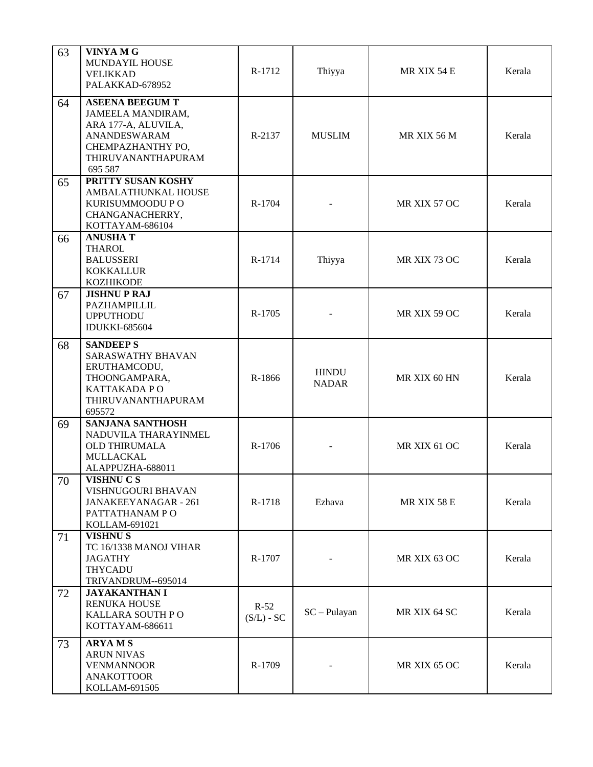| | | | | | |
|---|---|---|---|---|---|
| 63 | **VINYA M G**<br>MUNDAYIL HOUSE<br>VELIKKAD<br>PALAKKAD-678952 | R-1712 | Thiyya | MR XIX 54 E | Kerala |
| 64 | **ASEENA BEEGUM T**<br>JAMEELA MANDIRAM,<br>ARA 177-A, ALUVILA,<br>ANANDESWARAM<br>CHEMPAZHANTHY PO,<br>THIRUVANANTHAPURAM<br>695 587 | R-2137 | MUSLIM | MR XIX 56 M | Kerala |
| 65 | **PRITTY SUSAN KOSHY**<br>AMBALATHUNKAL HOUSE<br>KURISUMMOODU P O<br>CHANGANACHERRY,<br>KOTTAYAM-686104 | R-1704 | - | MR XIX 57 OC | Kerala |
| 66 | **ANUSHA T**<br>THAROL<br>BALUSSERI<br>KOKKALLUR<br>KOZHIKODE | R-1714 | Thiyya | MR XIX 73 OC | Kerala |
| 67 | **JISHNU P RAJ**<br>PAZHAMPILLIL<br>UPPUTHODU<br>IDUKKI-685604 | R-1705 | - | MR XIX 59 OC | Kerala |
| 68 | **SANDEEP S**<br>SARASWATHY BHAVAN<br>ERUTHAMCODU,<br>THOONGAMPARA,<br>KATTAKADA P O<br>THIRUVANANTHAPURAM<br>695572 | R-1866 | HINDU NADAR | MR XIX 60 HN | Kerala |
| 69 | **SANJANA SANTHOSH**<br>NADUVILA THARAYINMEL<br>OLD THIRUMALA<br>MULLACKAL<br>ALAPPUZHA-688011 | R-1706 | - | MR XIX 61 OC | Kerala |
| 70 | **VISHNU C S**<br>VISHNUGOURI BHAVAN<br>JANAKEEYANAGAR - 261<br>PATTATHANAM P O<br>KOLLAM-691021 | R-1718 | Ezhava | MR XIX 58 E | Kerala |
| 71 | **VISHNU S**<br>TC 16/1338 MANOJ VIHAR<br>JAGATHY<br>THYCADU<br>TRIVANDRUM--695014 | R-1707 | - | MR XIX 63 OC | Kerala |
| 72 | **JAYAKANTHAN I**<br>RENUKA HOUSE<br>KALLARA SOUTH P O<br>KOTTAYAM-686611 | R-52 (S/L) - SC | SC – Pulayan | MR XIX 64 SC | Kerala |
| 73 | **ARYA M S**<br>ARUN NIVAS<br>VENMANNOOR<br>ANAKOTTOOR<br>KOLLAM-691505 | R-1709 | - | MR XIX 65 OC | Kerala |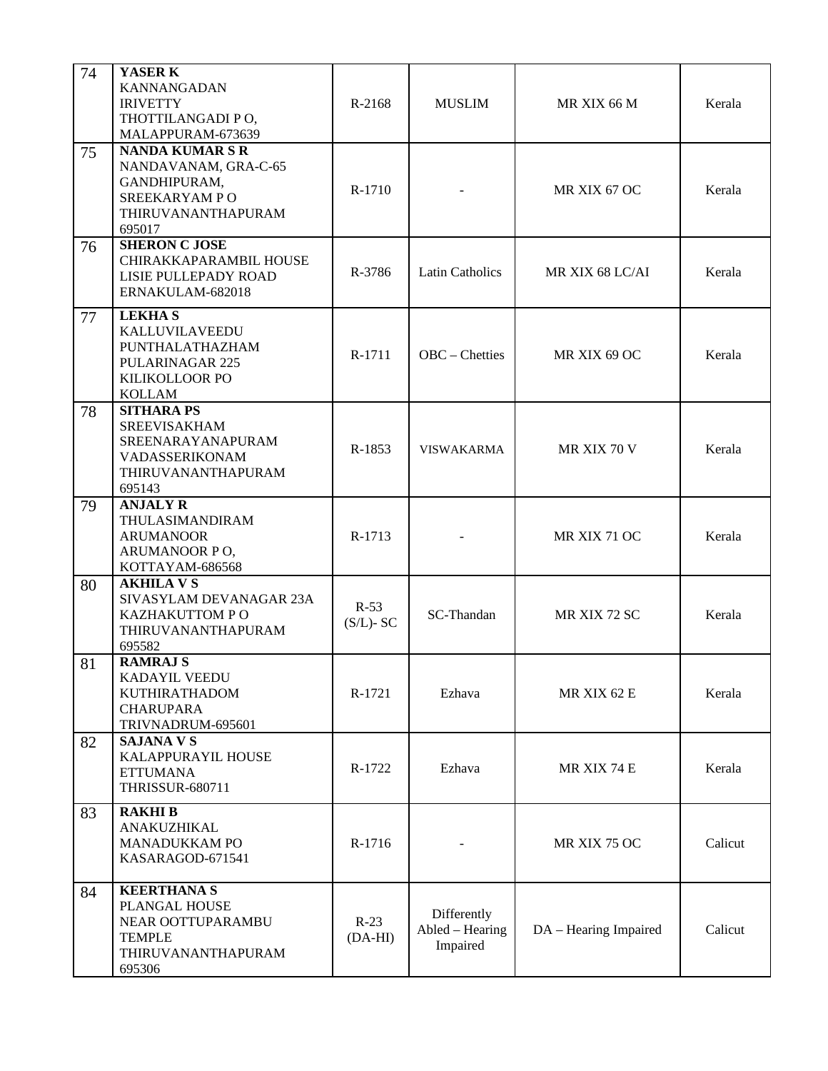| 74 | **YASER K**<br>KANNANGADAN<br>IRIVETTY<br>THOTTILANGADI P O,<br>MALAPPURAM-673639 | R-2168 | MUSLIM | MR XIX 66 M | Kerala |
|---|---|---|---|---|---|
| 75 | **NANDA KUMAR S R**<br>NANDAVANAM, GRA-C-65<br>GANDHIPURAM,<br>SREEKARYAM P O<br>THIRUVANANTHAPURAM<br>695017 | R-1710 | - | MR XIX 67 OC | Kerala |
| 76 | **SHERON C JOSE**<br>CHIRAKKAPARAMBIL HOUSE<br>LISIE PULLEPADY ROAD<br>ERNAKULAM-682018 | R-3786 | Latin Catholics | MR XIX 68 LC/AI | Kerala |
| 77 | **LEKHA S**<br>KALLUVILAVEEDU<br>PUNTHALATHAZHAM<br>PULARINAGAR 225<br>KILIKOLLOOR PO<br>KOLLAM | R-1711 | OBC – Chetties | MR XIX 69 OC | Kerala |
| 78 | **SITHARA PS**<br>SREEVISAKHAM<br>SREENARAYANAPURAM<br>VADASSERIKONAM<br>THIRUVANANTHAPURAM<br>695143 | R-1853 | VISWAKARMA | MR XIX 70 V | Kerala |
| 79 | **ANJALY R**<br>THULASIMANDIRAM<br>ARUMANOOR<br>ARUMANOOR P O,<br>KOTTAYAM-686568 | R-1713 | - | MR XIX 71 OC | Kerala |
| 80 | **AKHILA V S**<br>SIVASYLAM DEVANAGAR 23A<br>KAZHAKUTTOM P O<br>THIRUVANANTHAPURAM<br>695582 | R-53<br>(S/L)- SC | SC-Thandan | MR XIX 72 SC | Kerala |
| 81 | **RAMRAJ S**<br>KADAYIL VEEDU<br>KUTHIRATHADOM<br>CHARUPARA<br>TRIVNADRUM-695601 | R-1721 | Ezhava | MR XIX 62 E | Kerala |
| 82 | **SAJANA V S**<br>KALAPPURAYIL HOUSE<br>ETTUMANA<br>THRISSUR-680711 | R-1722 | Ezhava | MR XIX 74 E | Kerala |
| 83 | **RAKHI B**<br>ANAKUZHIKAL<br>MANADUKKAM PO<br>KASARAGOD-671541 | R-1716 | - | MR XIX 75 OC | Calicut |
| 84 | **KEERTHANA S**<br>PLANGAL HOUSE<br>NEAR OOTTUPARAMBU<br>TEMPLE<br>THIRUVANANTHAPURAM<br>695306 | R-23<br>(DA-HI) | Differently Abled – Hearing Impaired | DA – Hearing Impaired | Calicut |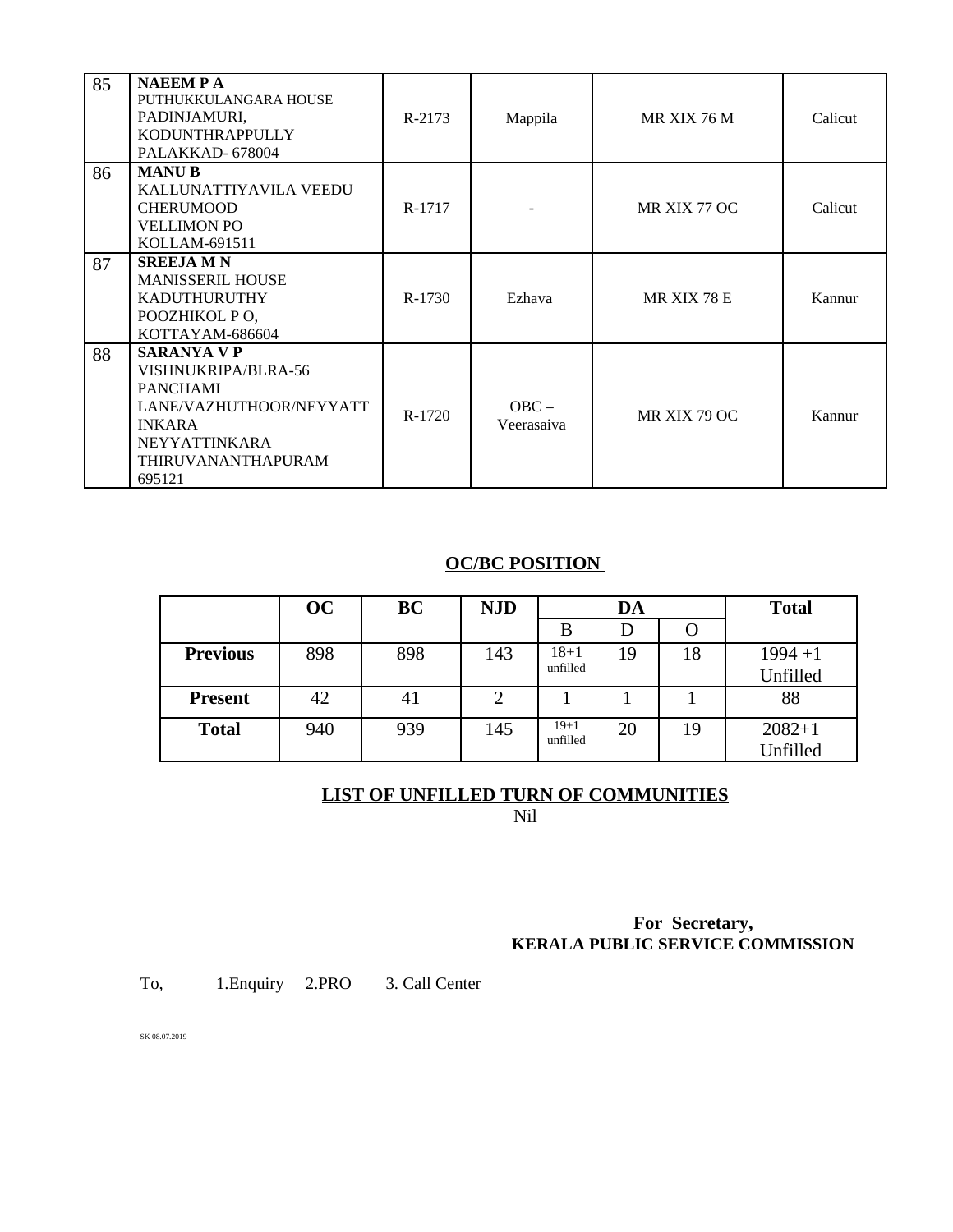| | | | | | |
|---|---|---|---|---|---|
| 85 | **NAEEM P A**<br>PUTHUKKULANGARA HOUSE<br>PADINJAMURI,<br>KODUNTHRAPPULLY<br>PALAKKAD- 678004 | R-2173 | Mappila | MR XIX 76 M | Calicut |
| 86 | **MANU B**<br>KALLUNATTIYAVILA VEEDU<br>CHERUMOOD<br>VELLIMON PO<br>KOLLAM-691511 | R-1717 | - | MR XIX 77 OC | Calicut |
| 87 | **SREEJA M N**<br>MANISSERIL HOUSE<br>KADUTHURUTHY<br>POOZHIKOL P O,<br>KOTTAYAM-686604 | R-1730 | Ezhava | MR XIX 78 E | Kannur |
| 88 | **SARANYA V P**<br>VISHNUKRIPA/BLRA-56<br>PANCHAMI<br>LANE/VAZHUTHOOR/NEYYATT<br>INKARA<br>NEYYATTINKARA<br>THIRUVANANTHAPURAM<br>695121 | R-1720 | OBC – Veerasaiva | MR XIX 79 OC | Kannur |

**OC/BC POSITION**

| | OC | BC | NJD | DA | | | Total |
|---|---|---|---|---|---|---|---|
| | | | | B | D | O | |
| **Previous** | 898 | 898 | 143 | 18+1 unfilled | 19 | 18 | 1994 +1 Unfilled |
| **Present** | 42 | 41 | 2 | 1 | 1 | 1 | 88 |
| **Total** | 940 | 939 | 145 | 19+1 unfilled | 20 | 19 | 2082+1 Unfilled |

**LIST OF UNFILLED TURN OF COMMUNITIES**

Nil

**For Secretary,**
**KERALA PUBLIC SERVICE COMMISSION**

To, 1.Enquiry 2.PRO 3. Call Center

SK 08.07.2019